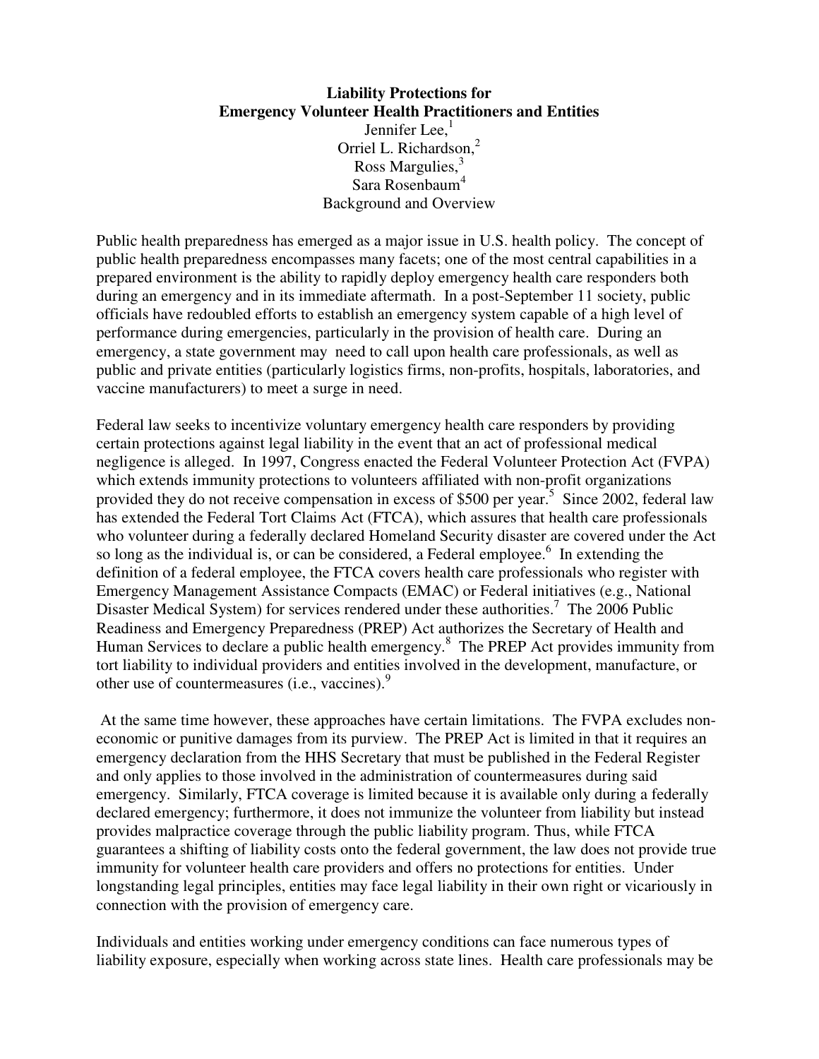# Liability Protections for Emergency Volunteer Health Practitioners and Entities

Jennifer Lee,[1]
Orriel L. Richardson,[2]
Ross Margulies,[3]
Sara Rosenbaum[4]

## Background and Overview

Public health preparedness has emerged as a major issue in U.S. health policy. The concept of public health preparedness encompasses many facets; one of the most central capabilities in a prepared environment is the ability to rapidly deploy emergency health care responders both during an emergency and in its immediate aftermath. In a post-September 11 society, public officials have redoubled efforts to establish an emergency system capable of a high level of performance during emergencies, particularly in the provision of health care. During an emergency, a state government may need to call upon health care professionals, as well as public and private entities (particularly logistics firms, non-profits, hospitals, laboratories, and vaccine manufacturers) to meet a surge in need.

Federal law seeks to incentivize voluntary emergency health care responders by providing certain protections against legal liability in the event that an act of professional medical negligence is alleged. In 1997, Congress enacted the Federal Volunteer Protection Act (FVPA) which extends immunity protections to volunteers affiliated with non-profit organizations provided they do not receive compensation in excess of $500 per year.[5] Since 2002, federal law has extended the Federal Tort Claims Act (FTCA), which assures that health care professionals who volunteer during a federally declared Homeland Security disaster are covered under the Act so long as the individual is, or can be considered, a Federal employee.[6] In extending the definition of a federal employee, the FTCA covers health care professionals who register with Emergency Management Assistance Compacts (EMAC) or Federal initiatives (e.g., National Disaster Medical System) for services rendered under these authorities.[7] The 2006 Public Readiness and Emergency Preparedness (PREP) Act authorizes the Secretary of Health and Human Services to declare a public health emergency.[8] The PREP Act provides immunity from tort liability to individual providers and entities involved in the development, manufacture, or other use of countermeasures (i.e., vaccines).[9]

At the same time however, these approaches have certain limitations. The FVPA excludes non-economic or punitive damages from its purview. The PREP Act is limited in that it requires an emergency declaration from the HHS Secretary that must be published in the Federal Register and only applies to those involved in the administration of countermeasures during said emergency. Similarly, FTCA coverage is limited because it is available only during a federally declared emergency; furthermore, it does not immunize the volunteer from liability but instead provides malpractice coverage through the public liability program. Thus, while FTCA guarantees a shifting of liability costs onto the federal government, the law does not provide true immunity for volunteer health care providers and offers no protections for entities. Under longstanding legal principles, entities may face legal liability in their own right or vicariously in connection with the provision of emergency care.

Individuals and entities working under emergency conditions can face numerous types of liability exposure, especially when working across state lines. Health care professionals may be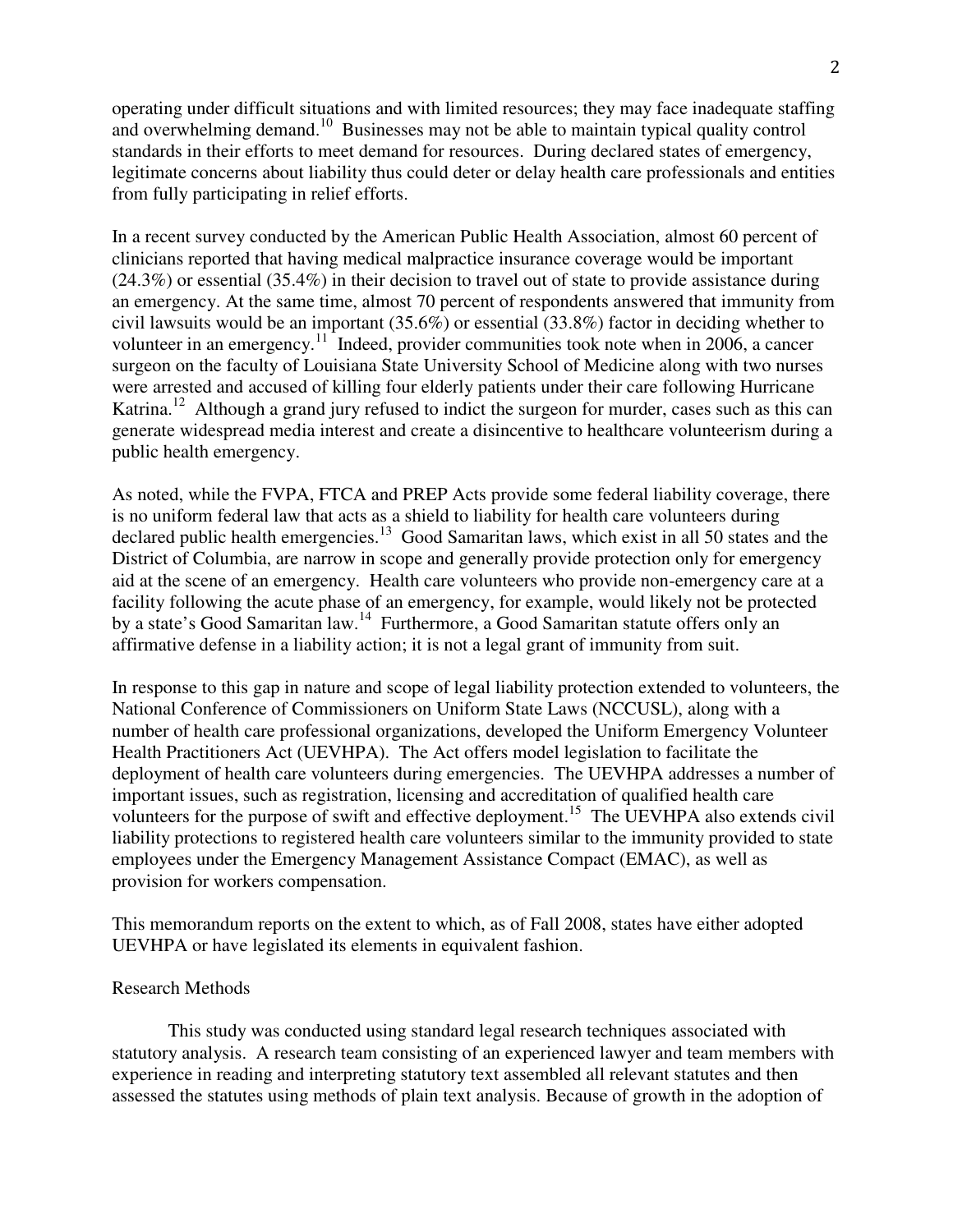operating under difficult situations and with limited resources; they may face inadequate staffing and overwhelming demand.[10] Businesses may not be able to maintain typical quality control standards in their efforts to meet demand for resources. During declared states of emergency, legitimate concerns about liability thus could deter or delay health care professionals and entities from fully participating in relief efforts.

In a recent survey conducted by the American Public Health Association, almost 60 percent of clinicians reported that having medical malpractice insurance coverage would be important (24.3%) or essential (35.4%) in their decision to travel out of state to provide assistance during an emergency. At the same time, almost 70 percent of respondents answered that immunity from civil lawsuits would be an important (35.6%) or essential (33.8%) factor in deciding whether to volunteer in an emergency.[11] Indeed, provider communities took note when in 2006, a cancer surgeon on the faculty of Louisiana State University School of Medicine along with two nurses were arrested and accused of killing four elderly patients under their care following Hurricane Katrina.[12] Although a grand jury refused to indict the surgeon for murder, cases such as this can generate widespread media interest and create a disincentive to healthcare volunteerism during a public health emergency.

As noted, while the FVPA, FTCA and PREP Acts provide some federal liability coverage, there is no uniform federal law that acts as a shield to liability for health care volunteers during declared public health emergencies.[13] Good Samaritan laws, which exist in all 50 states and the District of Columbia, are narrow in scope and generally provide protection only for emergency aid at the scene of an emergency. Health care volunteers who provide non-emergency care at a facility following the acute phase of an emergency, for example, would likely not be protected by a state's Good Samaritan law.[14] Furthermore, a Good Samaritan statute offers only an affirmative defense in a liability action; it is not a legal grant of immunity from suit.

In response to this gap in nature and scope of legal liability protection extended to volunteers, the National Conference of Commissioners on Uniform State Laws (NCCUSL), along with a number of health care professional organizations, developed the Uniform Emergency Volunteer Health Practitioners Act (UEVHPA). The Act offers model legislation to facilitate the deployment of health care volunteers during emergencies. The UEVHPA addresses a number of important issues, such as registration, licensing and accreditation of qualified health care volunteers for the purpose of swift and effective deployment.[15] The UEVHPA also extends civil liability protections to registered health care volunteers similar to the immunity provided to state employees under the Emergency Management Assistance Compact (EMAC), as well as provision for workers compensation.

This memorandum reports on the extent to which, as of Fall 2008, states have either adopted UEVHPA or have legislated its elements in equivalent fashion.

## Research Methods

This study was conducted using standard legal research techniques associated with statutory analysis. A research team consisting of an experienced lawyer and team members with experience in reading and interpreting statutory text assembled all relevant statutes and then assessed the statutes using methods of plain text analysis. Because of growth in the adoption of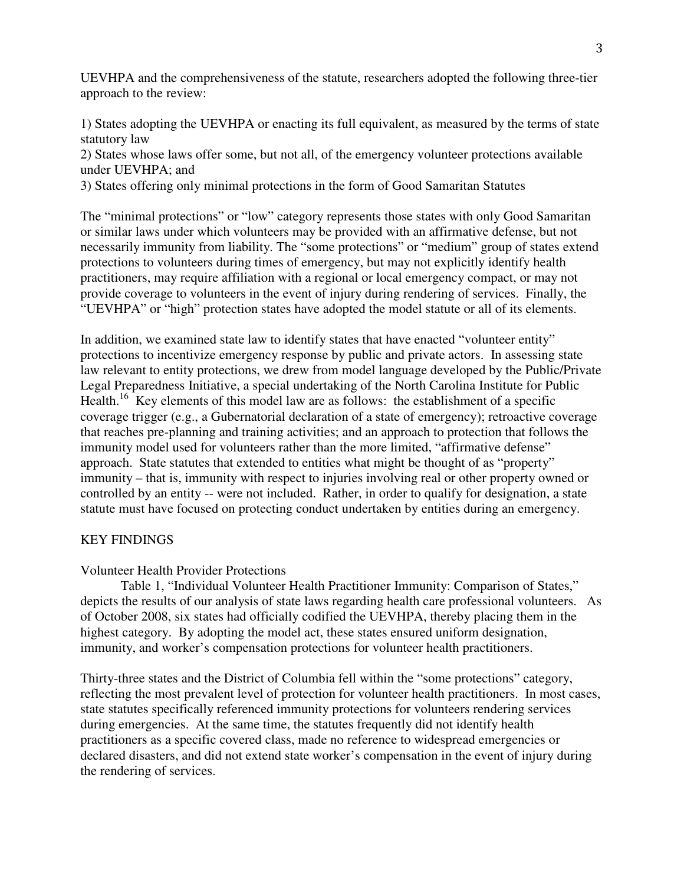UEVHPA and the comprehensiveness of the statute, researchers adopted the following three-tier approach to the review:

1) States adopting the UEVHPA or enacting its full equivalent, as measured by the terms of state statutory law
2) States whose laws offer some, but not all, of the emergency volunteer protections available under UEVHPA; and
3) States offering only minimal protections in the form of Good Samaritan Statutes

The "minimal protections" or "low" category represents those states with only Good Samaritan or similar laws under which volunteers may be provided with an affirmative defense, but not necessarily immunity from liability. The "some protections" or "medium" group of states extend protections to volunteers during times of emergency, but may not explicitly identify health practitioners, may require affiliation with a regional or local emergency compact, or may not provide coverage to volunteers in the event of injury during rendering of services. Finally, the "UEVHPA" or "high" protection states have adopted the model statute or all of its elements.

In addition, we examined state law to identify states that have enacted "volunteer entity" protections to incentivize emergency response by public and private actors. In assessing state law relevant to entity protections, we drew from model language developed by the Public/Private Legal Preparedness Initiative, a special undertaking of the North Carolina Institute for Public Health.[16] Key elements of this model law are as follows: the establishment of a specific coverage trigger (e.g., a Gubernatorial declaration of a state of emergency); retroactive coverage that reaches pre-planning and training activities; and an approach to protection that follows the immunity model used for volunteers rather than the more limited, "affirmative defense" approach. State statutes that extended to entities what might be thought of as "property" immunity – that is, immunity with respect to injuries involving real or other property owned or controlled by an entity -- were not included. Rather, in order to qualify for designation, a state statute must have focused on protecting conduct undertaken by entities during an emergency.

## KEY FINDINGS

### Volunteer Health Provider Protections

Table 1, "Individual Volunteer Health Practitioner Immunity: Comparison of States," depicts the results of our analysis of state laws regarding health care professional volunteers. As of October 2008, six states had officially codified the UEVHPA, thereby placing them in the highest category. By adopting the model act, these states ensured uniform designation, immunity, and worker's compensation protections for volunteer health practitioners.

Thirty-three states and the District of Columbia fell within the "some protections" category, reflecting the most prevalent level of protection for volunteer health practitioners. In most cases, state statutes specifically referenced immunity protections for volunteers rendering services during emergencies. At the same time, the statutes frequently did not identify health practitioners as a specific covered class, made no reference to widespread emergencies or declared disasters, and did not extend state worker's compensation in the event of injury during the rendering of services.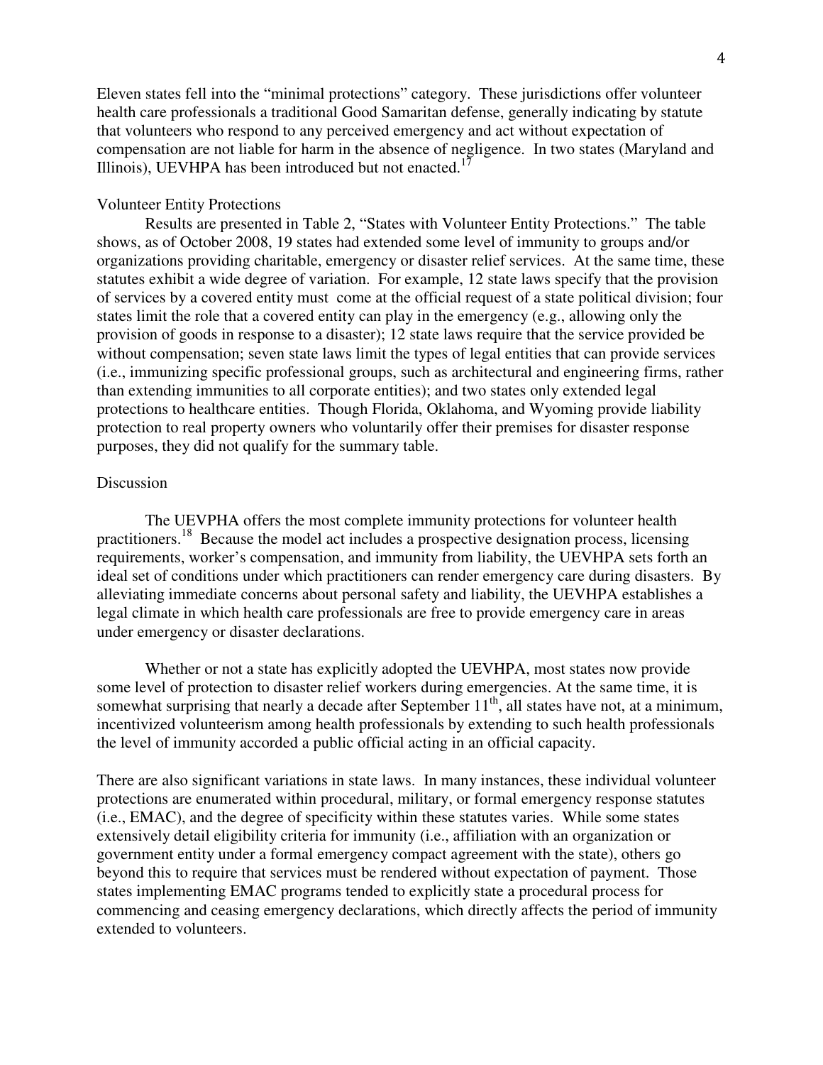Eleven states fell into the "minimal protections" category. These jurisdictions offer volunteer health care professionals a traditional Good Samaritan defense, generally indicating by statute that volunteers who respond to any perceived emergency and act without expectation of compensation are not liable for harm in the absence of negligence. In two states (Maryland and Illinois), UEVHPA has been introduced but not enacted.[17]

## Volunteer Entity Protections

Results are presented in Table 2, "States with Volunteer Entity Protections." The table shows, as of October 2008, 19 states had extended some level of immunity to groups and/or organizations providing charitable, emergency or disaster relief services. At the same time, these statutes exhibit a wide degree of variation. For example, 12 state laws specify that the provision of services by a covered entity must come at the official request of a state political division; four states limit the role that a covered entity can play in the emergency (e.g., allowing only the provision of goods in response to a disaster); 12 state laws require that the service provided be without compensation; seven state laws limit the types of legal entities that can provide services (i.e., immunizing specific professional groups, such as architectural and engineering firms, rather than extending immunities to all corporate entities); and two states only extended legal protections to healthcare entities. Though Florida, Oklahoma, and Wyoming provide liability protection to real property owners who voluntarily offer their premises for disaster response purposes, they did not qualify for the summary table.

## Discussion

The UEVPHA offers the most complete immunity protections for volunteer health practitioners.[18] Because the model act includes a prospective designation process, licensing requirements, worker's compensation, and immunity from liability, the UEVHPA sets forth an ideal set of conditions under which practitioners can render emergency care during disasters. By alleviating immediate concerns about personal safety and liability, the UEVHPA establishes a legal climate in which health care professionals are free to provide emergency care in areas under emergency or disaster declarations.

Whether or not a state has explicitly adopted the UEVHPA, most states now provide some level of protection to disaster relief workers during emergencies. At the same time, it is somewhat surprising that nearly a decade after September 11th, all states have not, at a minimum, incentivized volunteerism among health professionals by extending to such health professionals the level of immunity accorded a public official acting in an official capacity.

There are also significant variations in state laws. In many instances, these individual volunteer protections are enumerated within procedural, military, or formal emergency response statutes (i.e., EMAC), and the degree of specificity within these statutes varies. While some states extensively detail eligibility criteria for immunity (i.e., affiliation with an organization or government entity under a formal emergency compact agreement with the state), others go beyond this to require that services must be rendered without expectation of payment. Those states implementing EMAC programs tended to explicitly state a procedural process for commencing and ceasing emergency declarations, which directly affects the period of immunity extended to volunteers.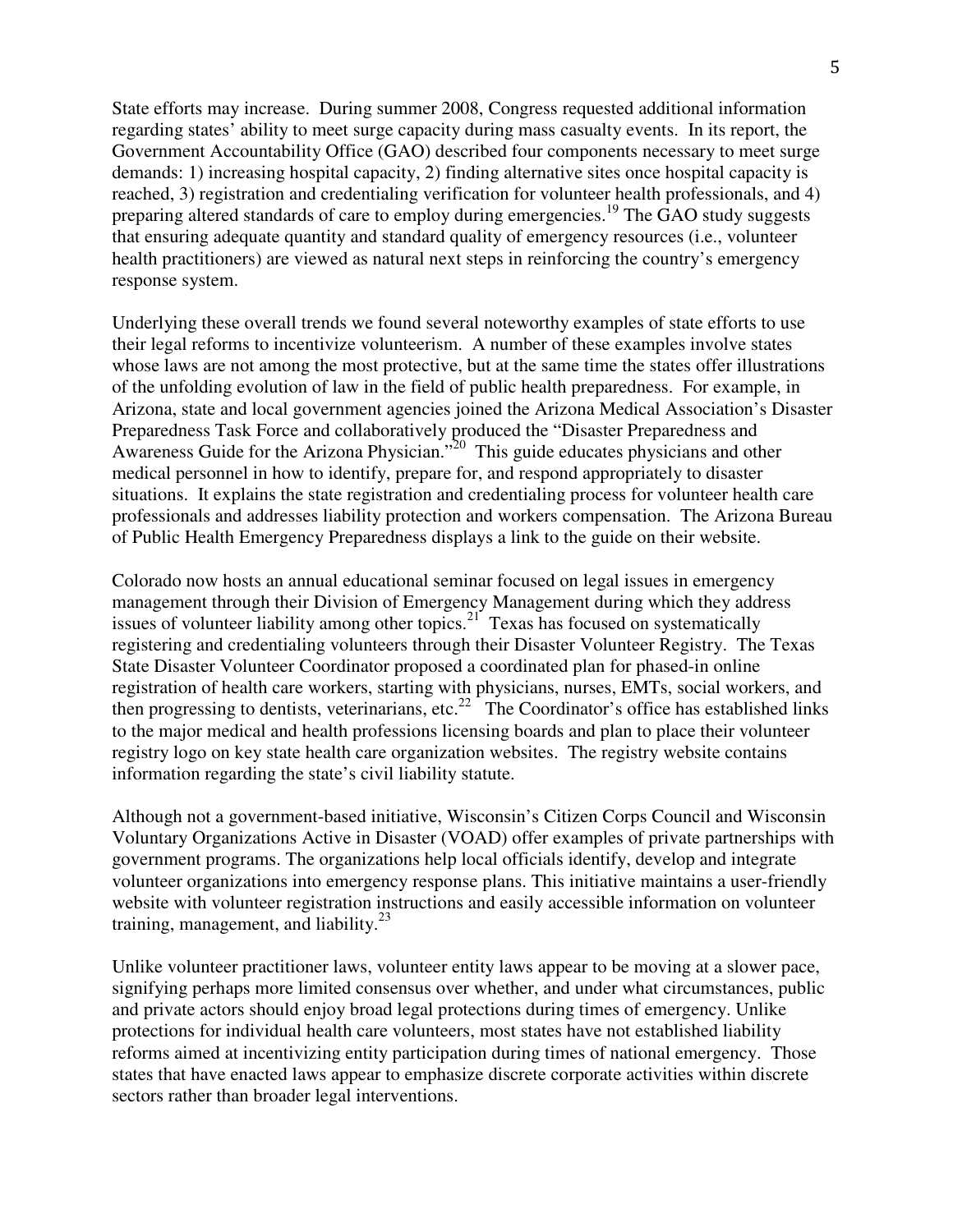State efforts may increase. During summer 2008, Congress requested additional information regarding states' ability to meet surge capacity during mass casualty events. In its report, the Government Accountability Office (GAO) described four components necessary to meet surge demands: 1) increasing hospital capacity, 2) finding alternative sites once hospital capacity is reached, 3) registration and credentialing verification for volunteer health professionals, and 4) preparing altered standards of care to employ during emergencies.[19] The GAO study suggests that ensuring adequate quantity and standard quality of emergency resources (i.e., volunteer health practitioners) are viewed as natural next steps in reinforcing the country's emergency response system.

Underlying these overall trends we found several noteworthy examples of state efforts to use their legal reforms to incentivize volunteerism. A number of these examples involve states whose laws are not among the most protective, but at the same time the states offer illustrations of the unfolding evolution of law in the field of public health preparedness. For example, in Arizona, state and local government agencies joined the Arizona Medical Association's Disaster Preparedness Task Force and collaboratively produced the "Disaster Preparedness and Awareness Guide for the Arizona Physician."[20] This guide educates physicians and other medical personnel in how to identify, prepare for, and respond appropriately to disaster situations. It explains the state registration and credentialing process for volunteer health care professionals and addresses liability protection and workers compensation. The Arizona Bureau of Public Health Emergency Preparedness displays a link to the guide on their website.

Colorado now hosts an annual educational seminar focused on legal issues in emergency management through their Division of Emergency Management during which they address issues of volunteer liability among other topics.[21] Texas has focused on systematically registering and credentialing volunteers through their Disaster Volunteer Registry. The Texas State Disaster Volunteer Coordinator proposed a coordinated plan for phased-in online registration of health care workers, starting with physicians, nurses, EMTs, social workers, and then progressing to dentists, veterinarians, etc.[22] The Coordinator's office has established links to the major medical and health professions licensing boards and plan to place their volunteer registry logo on key state health care organization websites. The registry website contains information regarding the state's civil liability statute.

Although not a government-based initiative, Wisconsin's Citizen Corps Council and Wisconsin Voluntary Organizations Active in Disaster (VOAD) offer examples of private partnerships with government programs. The organizations help local officials identify, develop and integrate volunteer organizations into emergency response plans. This initiative maintains a user-friendly website with volunteer registration instructions and easily accessible information on volunteer training, management, and liability.[23]

Unlike volunteer practitioner laws, volunteer entity laws appear to be moving at a slower pace, signifying perhaps more limited consensus over whether, and under what circumstances, public and private actors should enjoy broad legal protections during times of emergency. Unlike protections for individual health care volunteers, most states have not established liability reforms aimed at incentivizing entity participation during times of national emergency. Those states that have enacted laws appear to emphasize discrete corporate activities within discrete sectors rather than broader legal interventions.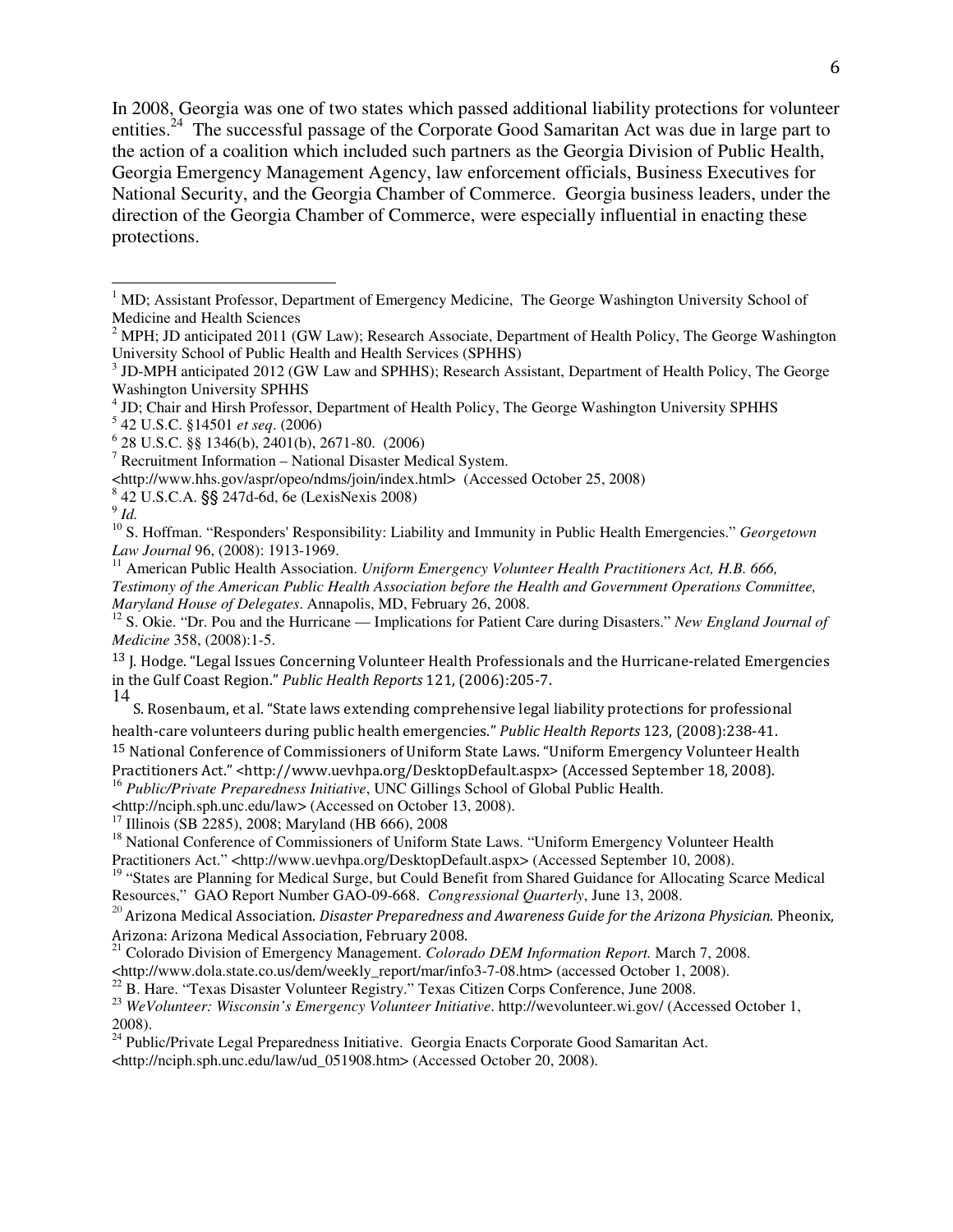In 2008, Georgia was one of two states which passed additional liability protections for volunteer entities.[24] The successful passage of the Corporate Good Samaritan Act was due in large part to the action of a coalition which included such partners as the Georgia Division of Public Health, Georgia Emergency Management Agency, law enforcement officials, Business Executives for National Security, and the Georgia Chamber of Commerce. Georgia business leaders, under the direction of the Georgia Chamber of Commerce, were especially influential in enacting these protections.

---

[1] MD; Assistant Professor, Department of Emergency Medicine, The George Washington University School of Medicine and Health Sciences

[2] MPH; JD anticipated 2011 (GW Law); Research Associate, Department of Health Policy, The George Washington University School of Public Health and Health Services (SPHHS)

[3] JD-MPH anticipated 2012 (GW Law and SPHHS); Research Assistant, Department of Health Policy, The George Washington University SPHHS

[4] JD; Chair and Hirsh Professor, Department of Health Policy, The George Washington University SPHHS

[5] 42 U.S.C. §14501 *et seq*. (2006)

[6] 28 U.S.C. §§ 1346(b), 2401(b), 2671-80. (2006)

[7] Recruitment Information – National Disaster Medical System. <http://www.hhs.gov/aspr/opeo/ndms/join/index.html> (Accessed October 25, 2008)

[8] 42 U.S.C.A. §§ 247d-6d, 6e (LexisNexis 2008)

[9] *Id.*

[10] S. Hoffman. "Responders' Responsibility: Liability and Immunity in Public Health Emergencies." *Georgetown Law Journal* 96, (2008): 1913-1969.

[11] American Public Health Association. *Uniform Emergency Volunteer Health Practitioners Act, H.B. 666, Testimony of the American Public Health Association before the Health and Government Operations Committee, Maryland House of Delegates*. Annapolis, MD, February 26, 2008.

[12] S. Okie. "Dr. Pou and the Hurricane — Implications for Patient Care during Disasters." *New England Journal of Medicine* 358, (2008):1-5.

[13] J. Hodge. "Legal Issues Concerning Volunteer Health Professionals and the Hurricane-related Emergencies in the Gulf Coast Region." *Public Health Reports* 121, (2006):205-7.

[14] S. Rosenbaum, et al. "State laws extending comprehensive legal liability protections for professional health-care volunteers during public health emergencies." *Public Health Reports* 123, (2008):238-41.

[15] National Conference of Commissioners of Uniform State Laws. "Uniform Emergency Volunteer Health Practitioners Act." <http://www.uevhpa.org/DesktopDefault.aspx> (Accessed September 18, 2008).

[16] *Public/Private Preparedness Initiative*, UNC Gillings School of Global Public Health. <http://nciph.sph.unc.edu/law> (Accessed on October 13, 2008).

[17] Illinois (SB 2285), 2008; Maryland (HB 666), 2008

[18] National Conference of Commissioners of Uniform State Laws. "Uniform Emergency Volunteer Health Practitioners Act." <http://www.uevhpa.org/DesktopDefault.aspx> (Accessed September 10, 2008).

[19] "States are Planning for Medical Surge, but Could Benefit from Shared Guidance for Allocating Scarce Medical Resources," GAO Report Number GAO-09-668. *Congressional Quarterly*, June 13, 2008.

[20] Arizona Medical Association. *Disaster Preparedness and Awareness Guide for the Arizona Physician.* Pheonix, Arizona: Arizona Medical Association, February 2008.

[21] Colorado Division of Emergency Management. *Colorado DEM Information Report.* March 7, 2008. <http://www.dola.state.co.us/dem/weekly_report/mar/info3-7-08.htm> (accessed October 1, 2008).

[22] B. Hare. "Texas Disaster Volunteer Registry." Texas Citizen Corps Conference, June 2008.

[23] *WeVolunteer: Wisconsin's Emergency Volunteer Initiative*. http://wevolunteer.wi.gov/ (Accessed October 1, 2008).

[24] Public/Private Legal Preparedness Initiative. Georgia Enacts Corporate Good Samaritan Act. <http://nciph.sph.unc.edu/law/ud_051908.htm> (Accessed October 20, 2008).